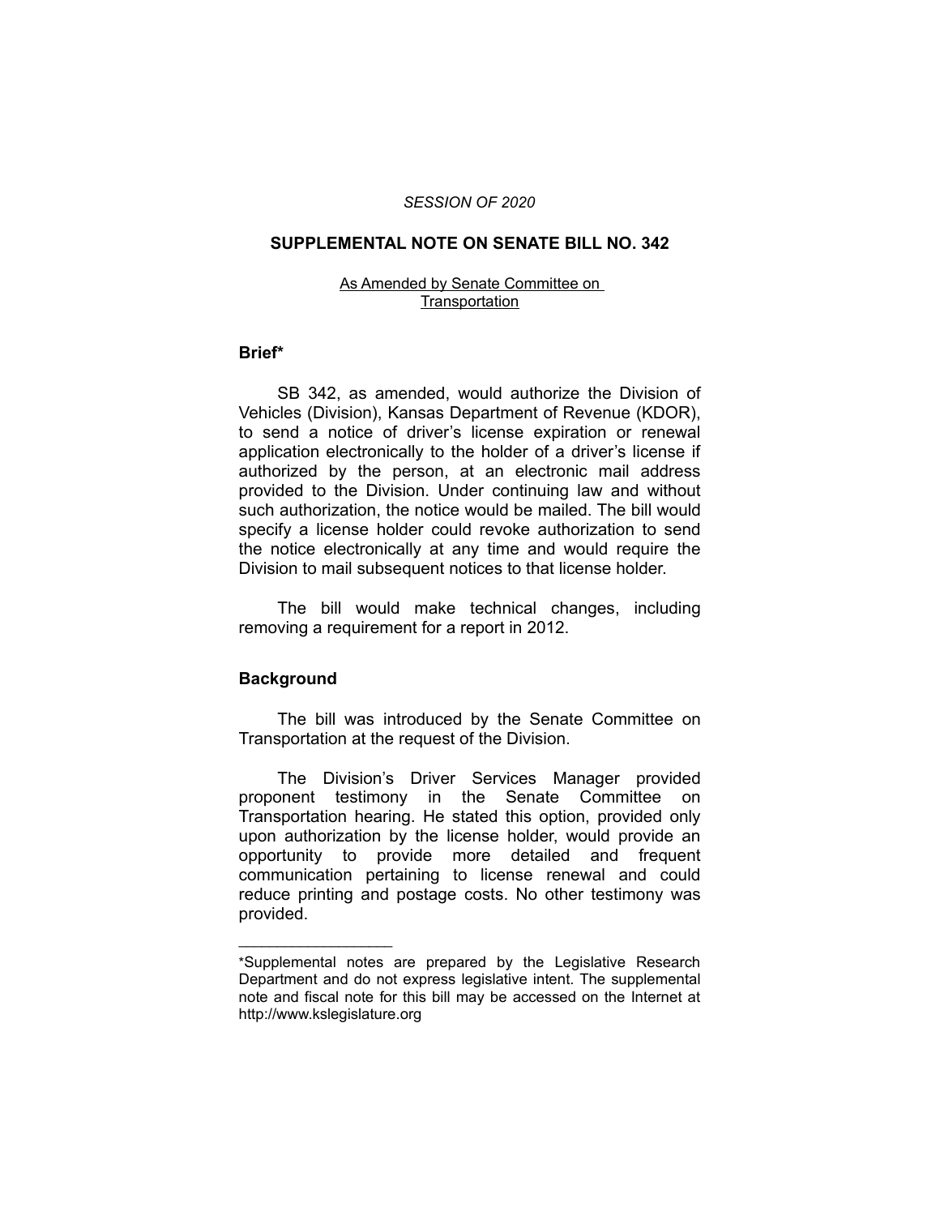*SESSION OF 2020*

## SUPPLEMENTAL NOTE ON SENATE BILL NO. 342

As Amended by Senate Committee on Transportation

### Brief*

SB 342, as amended, would authorize the Division of Vehicles (Division), Kansas Department of Revenue (KDOR), to send a notice of driver's license expiration or renewal application electronically to the holder of a driver's license if authorized by the person, at an electronic mail address provided to the Division. Under continuing law and without such authorization, the notice would be mailed. The bill would specify a license holder could revoke authorization to send the notice electronically at any time and would require the Division to mail subsequent notices to that license holder.

The bill would make technical changes, including removing a requirement for a report in 2012.

### Background

The bill was introduced by the Senate Committee on Transportation at the request of the Division.

The Division's Driver Services Manager provided proponent testimony in the Senate Committee on Transportation hearing. He stated this option, provided only upon authorization by the license holder, would provide an opportunity to provide more detailed and frequent communication pertaining to license renewal and could reduce printing and postage costs. No other testimony was provided.

---

*Supplemental notes are prepared by the Legislative Research Department and do not express legislative intent. The supplemental note and fiscal note for this bill may be accessed on the Internet at http://www.kslegislature.org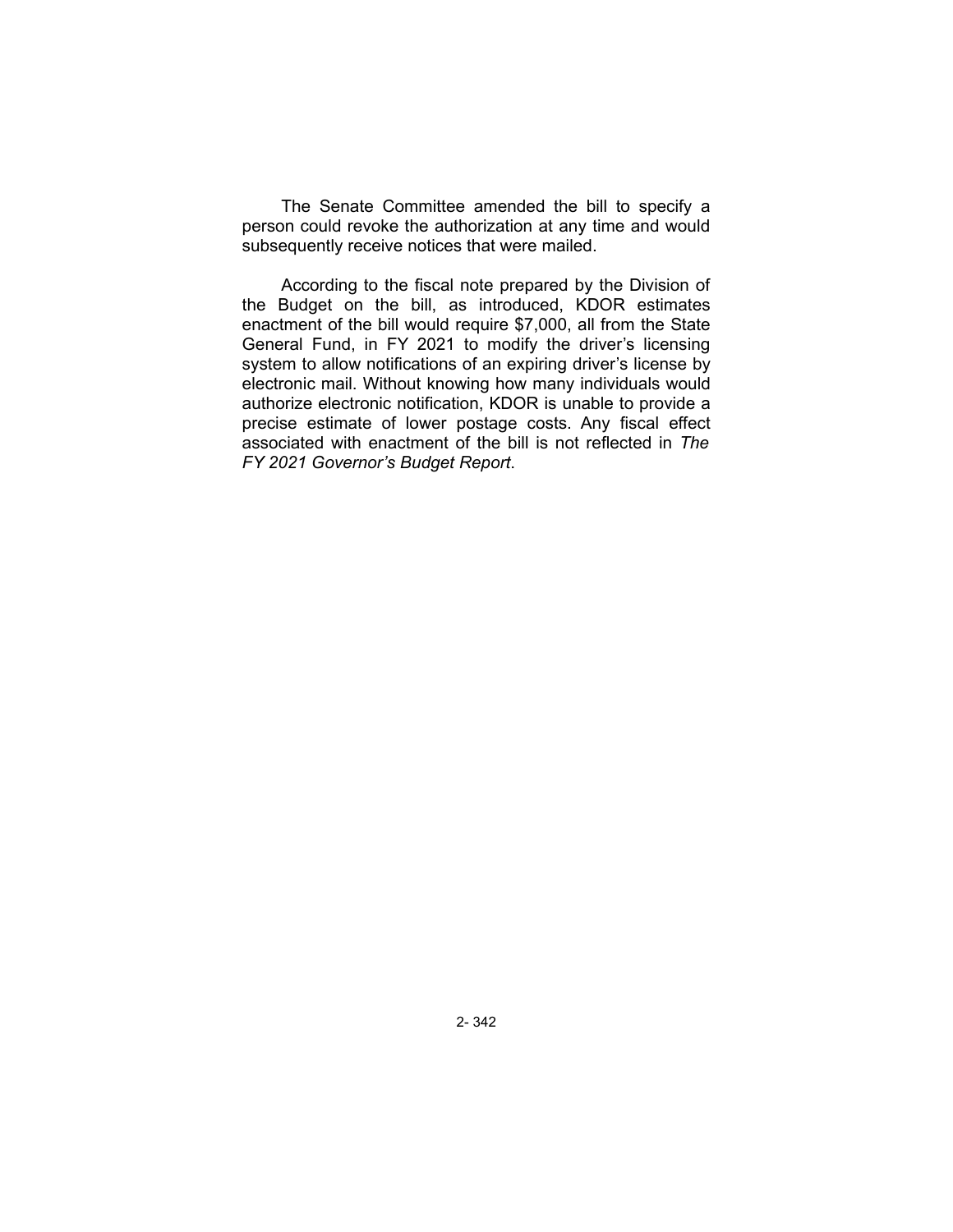The Senate Committee amended the bill to specify a person could revoke the authorization at any time and would subsequently receive notices that were mailed.

According to the fiscal note prepared by the Division of the Budget on the bill, as introduced, KDOR estimates enactment of the bill would require $7,000, all from the State General Fund, in FY 2021 to modify the driver's licensing system to allow notifications of an expiring driver's license by electronic mail. Without knowing how many individuals would authorize electronic notification, KDOR is unable to provide a precise estimate of lower postage costs. Any fiscal effect associated with enactment of the bill is not reflected in *The FY 2021 Governor's Budget Report*.